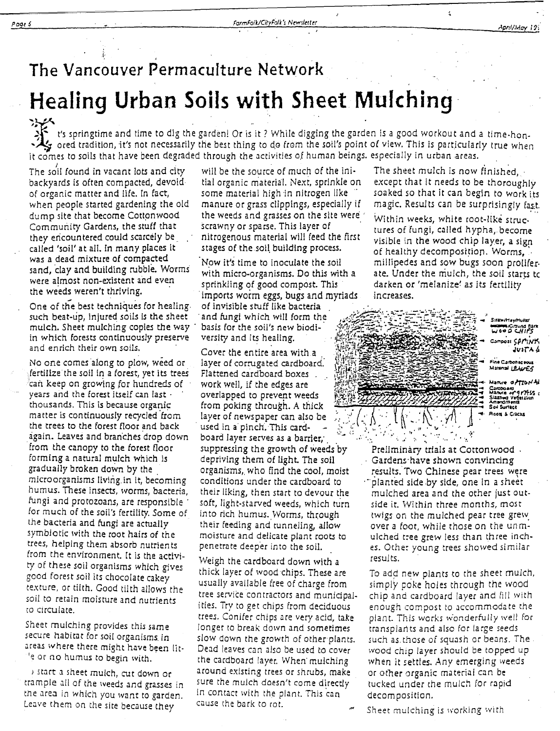# The Vancouver Permaculture Network

## Healing Urban Soils with Sheet Mulching

It's springtime and time to dig the garden! Or is it? While digging the garden is a good workout and a time-honored tradition, it's not necessarily the best thing to do from the soil's point of view. This is particularly true when it comes to soils that have been degraded through the activities of human beings, especially in urban areas.

The soil found in vacant lots and city backyards is often compacted, devoid of organic matter and life. In fact, when people started gardening the old dump site that become Cottonwood Community Gardens, the stuff that they encountered could scarcely be called 'soil' at all. In many places it was a dead mixture of compacted sand, clay and building rubble. Worms were almost non-existent and even the weeds weren't thriving.

One of the best techniques for healing such beat-up, injured soils is the sheet mulch. Sheet mulching copies the way in which forests continuously preserve and enrich their own soils.

No one comes along to plow, weed or fertilize the soil in a forest, yet its trees can keep on growing for hundreds of years and the forest itself can last thousands. This is because organic matter is continuously recycled from the trees to the forest floor and back again. Leaves and branches drop down from the canopy to the forest floor forming a natural mulch which is gradually broken down by the microorganisms living in it, becoming humus. These insects, worms, bacteria, fungi and protozoans, are responsible for much of the soil's fertility. Some of the bacteria and fungi are actually symbiotic with the root hairs of the trees, helping them absorb nutrients from the environment. It is the activity of these soil organisms which gives good forest soil its chocolate cakey texture, or tilth. Good tilth allows the soil to retain moisture and nutrients to circulate.

Sheet mulching provides this same secure habitat for soil organisms in areas where there might have been little or no humus to begin with.

To start a sheet mulch, cut down or trample all of the weeds and grasses in the area in which you want to garden. Leave them on the site because they will be the source of much of the initial organic material. Next, sprinkle on some material high in nitrogen like manure or grass clippings, especially if the weeds and grasses on the site were scrawny or sparse. This layer of nitrogenous material will feed the first stages of the soil building process.

Now it's time to inoculate the soil with micro-organisms. Do this with a sprinkling of good compost. This imports worm eggs, bugs and myriads of invisible stuff like bacteria and fungi which will form the basis for the soil's new biodiversity and its healing.

Cover the entire area with a layer of corrugated cardboard. Flattened cardboard boxes work well, if the edges are overlapped to prevent weeds from poking through. A thick layer of newspaper can also be used in a pinch. This cardboard layer serves as a barrier, suppressing the growth of weeds by depriving them of light. The soil organisms, who find the cool, moist conditions under the cardboard to their liking, then start to devour the soft, light-starved weeds, which turn into rich humus. Worms, through their feeding and tunneling, allow moisture and delicate plant roots to penetrate deeper into the soil.

Weigh the cardboard down with a thick layer of wood chips. These are usually available free of charge from tree service contractors and municipalities. Try to get chips from deciduous trees. Conifer chips are very acid, take longer to break down and sometimes slow down the growth of other plants. Dead leaves can also be used to cover the cardboard layer. When mulching around existing trees or shrubs, make sure the mulch doesn't come directly in contact with the plant. This can cause the bark to rot.

The sheet mulch is now finished, except that it needs to be thoroughly soaked so that it can begin to work its magic. Results can be surprisingly fast.

Within weeks, white root-like structures of fungi, called hypha, become visible in the wood chip layer, a sign of healthy decomposition. Worms, millipedes and sow bugs soon proliferate. Under the mulch, the soil starts to darken or 'melanize' as its fertility increases.

Straw/Hay/Hulls/Ground Bark WOOD CHIPS
Compost SPRINKLE JUST A
Fine Carbonaceous Material LEAVES
Manure OPTIONAL
Cardboard
Manure or GRASS C
Slashed Vegetation
Amendments
Soil Surface
Roots & Cracks

Preliminary trials at Cottonwood Gardens have shown convincing results. Two Chinese pear trees were planted side by side, one in a sheet mulched area and the other just outside it. Within three months, most twigs on the mulched pear tree grew over a foot, while those on the unmulched tree grew less than three inches. Other young trees showed similar results.

To add new plants to the sheet mulch, simply poke holes through the wood chip and cardboard layer and fill with enough compost to accommodate the plant. This works wonderfully well for transplants and also for large seeds such as those of squash or beans. The wood chip layer should be topped up when it settles. Any emerging weeds or other organic material can be tucked under the mulch for rapid decomposition.

Sheet mulching is working with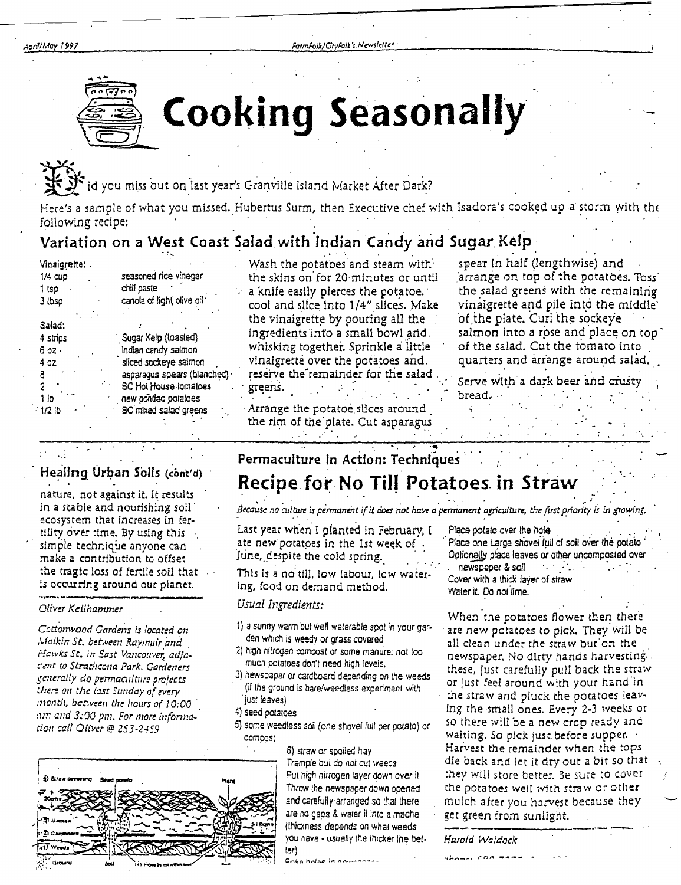# Cooking Seasonally

Did you miss out on last year's Granville Island Market After Dark?

Here's a sample of what you missed. Hubertus Surm, then Executive chef with Isadora's cooked up a storm with the following recipe:

## Variation on a West Coast Salad with Indian Candy and Sugar Kelp

Vinaigrette:

| | |
|---|---|
| 1/4 cup | seasoned rice vinegar |
| 1 tsp | chili paste |
| 3 tbsp | canola of light olive oil |

Salad:

| | |
|---|---|
| 4 strips | Sugar Kelp (toasted) |
| 6 oz | indian candy salmon |
| 4 oz | sliced sockeye salmon |
| 8 | asparagus spears (blanched) |
| 2 | BC Hot House tomatoes |
| 1 lb | new pontiac potatoes |
| 1/2 lb | BC mixed salad greens |

Wash the potatoes and steam with the skins on for 20 minutes or until a knife easily pierces the potatoe. cool and slice into 1/4" slices. Make the vinaigrette by pouring all the ingredients into a small bowl and whisking together. Sprinkle a little vinaigrette over the potatoes and reserve the remainder for the salad greens.

Arrange the potatoe slices around the rim of the plate. Cut asparagus spear in half (lengthwise) and arrange on top of the potatoes. Toss the salad greens with the remaining vinaigrette and pile into the middle of the plate. Curl the sockeye salmon into a rose and place on top of the salad. Cut the tomato into quarters and arrange around salad.

Serve with a dark beer and crusty bread.

---

### Healing Urban Soils (cont'd)

nature, not against it. It results in a stable and nourishing soil ecosystem that increases in fertility over time. By using this simple technique anyone can make a contribution to offset the tragic loss of fertile soil that is occurring around our planet.

*Oliver Kellhammer*

*Cottonwood Gardens is located on Malkin St. between Raymuir and Hawks St. in East Vancouver, adjacent to Strathcona Park. Gardeners generally do permaculture projects there on the last Sunday of every month, between the hours of 10:00 am and 3:00 pm. For more information call Oliver @ 253-2459*

### Permaculture in Action: Techniques

## Recipe for No Till Potatoes in Straw

*Because no culture is permanent if it does not have a permanent agriculture, the first priority is in growing.*

Last year when I planted in February, I ate new potatoes in the 1st week of June, despite the cold spring.

This is a no till, low labour, low watering, food on demand method.

*Usual Ingredients:*

1) a sunny warm but well waterable spot in your garden which is weedy or grass covered
2) high nitrogen compost or some manure: not too much potatoes don't need high levels.
3) newspaper or cardboard depending on the weeds (if the ground is bare/weedless experiment with just leaves)
4) seed potatoes
5) some weedless soil (one shovel full per potato) or compost
6) straw or spoiled hay

Trample but do not cut weeds
Put high nitrogen layer down over it
Throw the newspaper down opened and carefully arranged so that there are no gaps & water it into a mache (thickness depends on what weeds you have - usually the thicker the better)
Poke holes in newspaper
Place potato over the hole
Place one Large shovel full of soil over the potato
Optionally place leaves or other uncomposted over newspaper & soil
Cover with a thick layer of straw
Water it. Do not lime.

4) Straw covering Seed potato
3) Manure
2) Cardboard
1) Weeds
Ground Soil (4) Hole in cardboard

When the potatoes flower then there are new potatoes to pick. They will be all clean under the straw but on the newspaper. No dirty hands harvesting these, just carefully pull back the straw or just feel around with your hand in the straw and pluck the potatoes leaving the small ones. Every 2-3 weeks or so there will be a new crop ready and waiting. So pick just before supper. Harvest the remainder when the tops die back and let it dry out a bit so that they will store better. Be sure to cover the potatoes well with straw or other mulch after you harvest because they get green from sunlight.

*Harold Waldock*